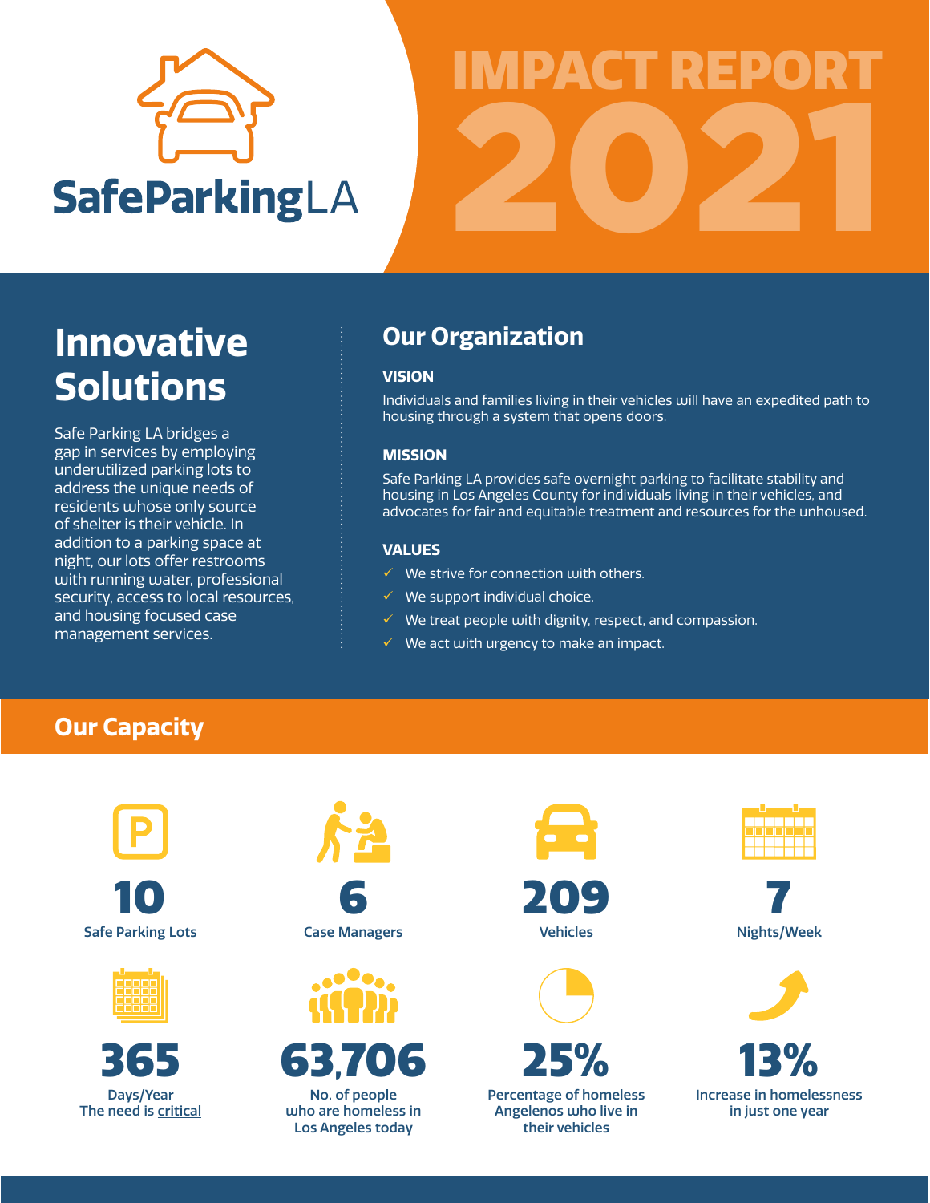SafeParkingLA

# IMPACT REPORT 2021

## Innovative Solutions

Safe Parking LA bridges a gap in services by employing underutilized parking lots to address the unique needs of residents whose only source of shelter is their vehicle. In addition to a parking space at night, our lots offer restrooms with running water, professional security, access to local resources, and housing focused case management services.

## Our Organization

### VISION

Individuals and families living in their vehicles will have an expedited path to housing through a system that opens doors.

### MISSION

Safe Parking LA provides safe overnight parking to facilitate stability and housing in Los Angeles County for individuals living in their vehicles, and advocates for fair and equitable treatment and resources for the unhoused.

### VALUES

- ✓ We strive for connection with others.
- ✓ We support individual choice.
- ✓ We treat people with dignity, respect, and compassion.
- ✓ We act with urgency to make an impact.

## Our Capacity

**10**
Safe Parking Lots

**6**
Case Managers

**209**
Vehicles

**7**
Nights/Week

**365**
Days/Year
The need is critical

**63,706**
No. of people who are homeless in Los Angeles today

**25%**
Percentage of homeless Angelenos who live in their vehicles

**13%**
Increase in homelessness in just one year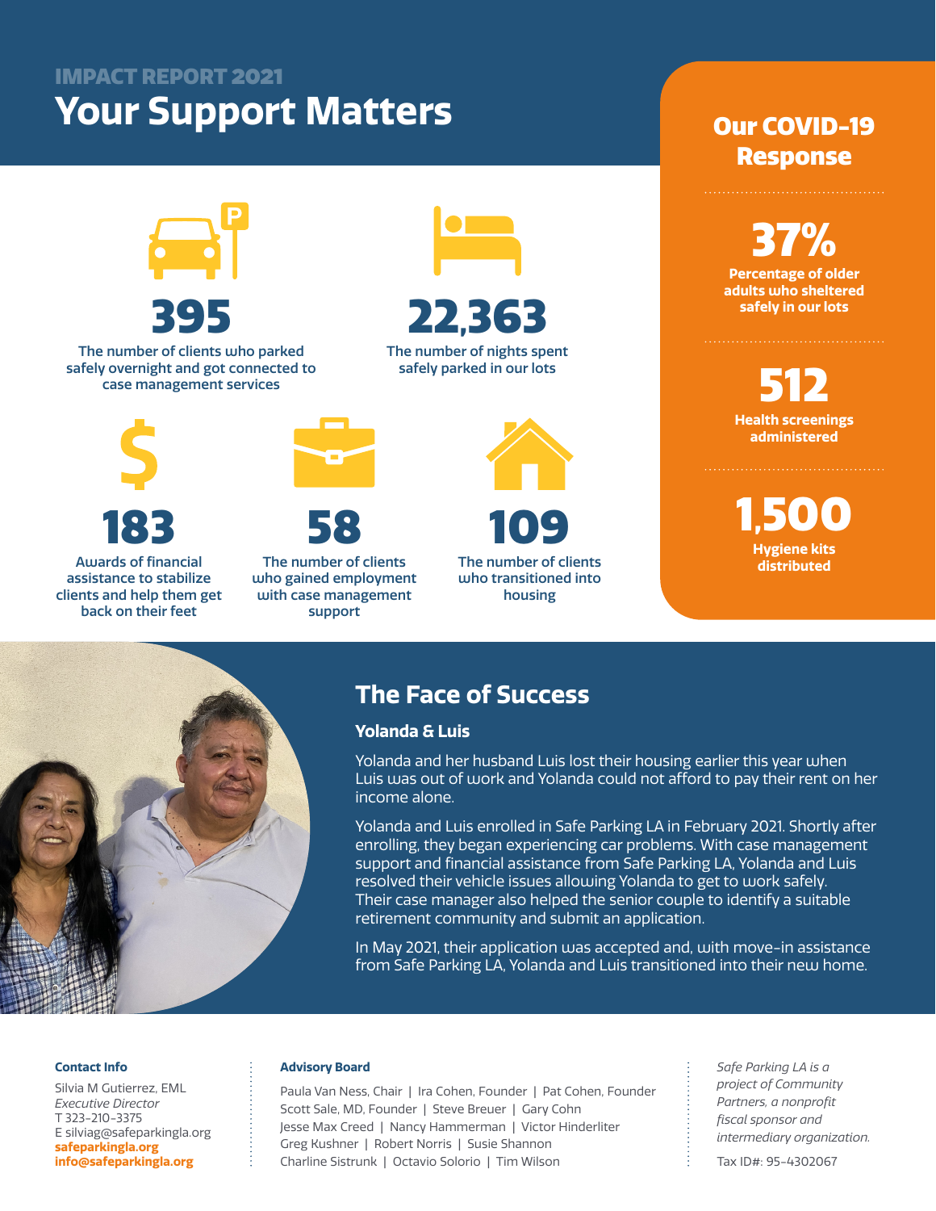IMPACT REPORT 2021

# Your Support Matters

**395**

The number of clients who parked safely overnight and got connected to case management services

**22,363**

The number of nights spent safely parked in our lots

**183**

Awards of financial assistance to stabilize clients and help them get back on their feet

**58**

The number of clients who gained employment with case management support

**109**

The number of clients who transitioned into housing

## Our COVID-19 Response

**37%**

Percentage of older adults who sheltered safely in our lots

**512**

Health screenings administered

**1,500**

Hygiene kits distributed

## The Face of Success

### Yolanda & Luis

Yolanda and her husband Luis lost their housing earlier this year when Luis was out of work and Yolanda could not afford to pay their rent on her income alone.

Yolanda and Luis enrolled in Safe Parking LA in February 2021. Shortly after enrolling, they began experiencing car problems. With case management support and financial assistance from Safe Parking LA, Yolanda and Luis resolved their vehicle issues allowing Yolanda to get to work safely. Their case manager also helped the senior couple to identify a suitable retirement community and submit an application.

In May 2021, their application was accepted and, with move-in assistance from Safe Parking LA, Yolanda and Luis transitioned into their new home.

**Contact Info**

Silvia M Gutierrez, EML
*Executive Director*
T 323-210-3375
E silviag@safeparkingla.org
**safeparkingla.org**
**info@safeparkingla.org**

**Advisory Board**

Paula Van Ness, Chair | Ira Cohen, Founder | Pat Cohen, Founder
Scott Sale, MD, Founder | Steve Breuer | Gary Cohn
Jesse Max Creed | Nancy Hammerman | Victor Hinderliter
Greg Kushner | Robert Norris | Susie Shannon
Charline Sistrunk | Octavio Solorio | Tim Wilson

*Safe Parking LA is a project of Community Partners, a nonprofit fiscal sponsor and intermediary organization.*

Tax ID#: 95-4302067